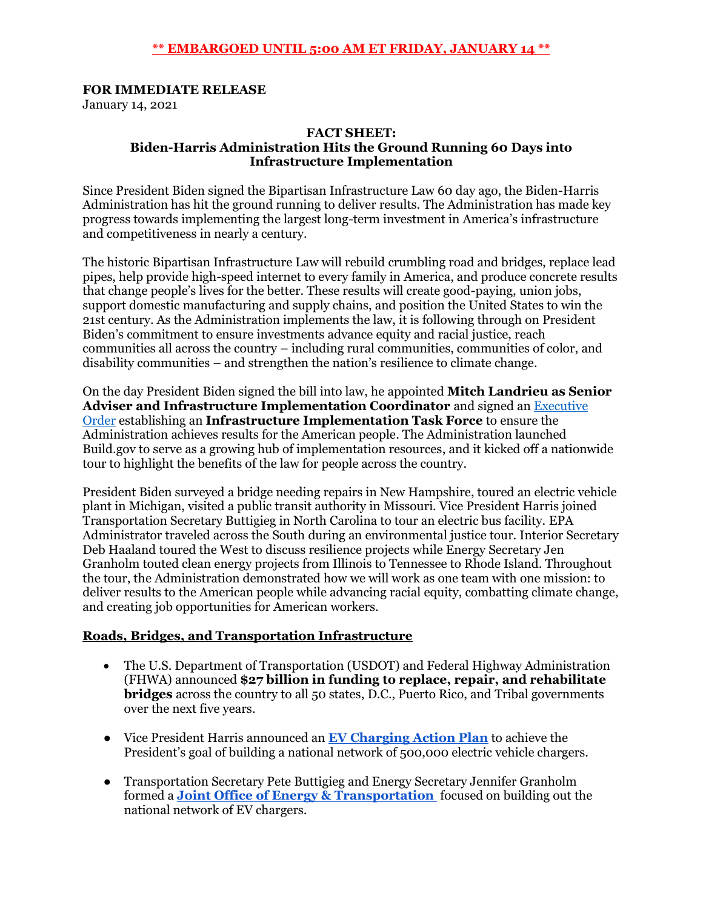**\*\* EMBARGOED UNTIL 5:00 AM ET FRIDAY, JANUARY 14 \*\***

**FOR IMMEDIATE RELEASE**
January 14, 2021

## FACT SHEET:
## Biden-Harris Administration Hits the Ground Running 60 Days into Infrastructure Implementation

Since President Biden signed the Bipartisan Infrastructure Law 60 day ago, the Biden-Harris Administration has hit the ground running to deliver results. The Administration has made key progress towards implementing the largest long-term investment in America's infrastructure and competitiveness in nearly a century.

The historic Bipartisan Infrastructure Law will rebuild crumbling road and bridges, replace lead pipes, help provide high-speed internet to every family in America, and produce concrete results that change people's lives for the better. These results will create good-paying, union jobs, support domestic manufacturing and supply chains, and position the United States to win the 21st century. As the Administration implements the law, it is following through on President Biden's commitment to ensure investments advance equity and racial justice, reach communities all across the country – including rural communities, communities of color, and disability communities – and strengthen the nation's resilience to climate change.

On the day President Biden signed the bill into law, he appointed **Mitch Landrieu as Senior Adviser and Infrastructure Implementation Coordinator** and signed an Executive Order establishing an **Infrastructure Implementation Task Force** to ensure the Administration achieves results for the American people. The Administration launched Build.gov to serve as a growing hub of implementation resources, and it kicked off a nationwide tour to highlight the benefits of the law for people across the country.

President Biden surveyed a bridge needing repairs in New Hampshire, toured an electric vehicle plant in Michigan, visited a public transit authority in Missouri. Vice President Harris joined Transportation Secretary Buttigieg in North Carolina to tour an electric bus facility. EPA Administrator traveled across the South during an environmental justice tour. Interior Secretary Deb Haaland toured the West to discuss resilience projects while Energy Secretary Jen Granholm touted clean energy projects from Illinois to Tennessee to Rhode Island. Throughout the tour, the Administration demonstrated how we will work as one team with one mission: to deliver results to the American people while advancing racial equity, combatting climate change, and creating job opportunities for American workers.

### Roads, Bridges, and Transportation Infrastructure

- The U.S. Department of Transportation (USDOT) and Federal Highway Administration (FHWA) announced **$27 billion in funding to replace, repair, and rehabilitate bridges** across the country to all 50 states, D.C., Puerto Rico, and Tribal governments over the next five years.
- Vice President Harris announced an **EV Charging Action Plan** to achieve the President's goal of building a national network of 500,000 electric vehicle chargers.
- Transportation Secretary Pete Buttigieg and Energy Secretary Jennifer Granholm formed a **Joint Office of Energy & Transportation** focused on building out the national network of EV chargers.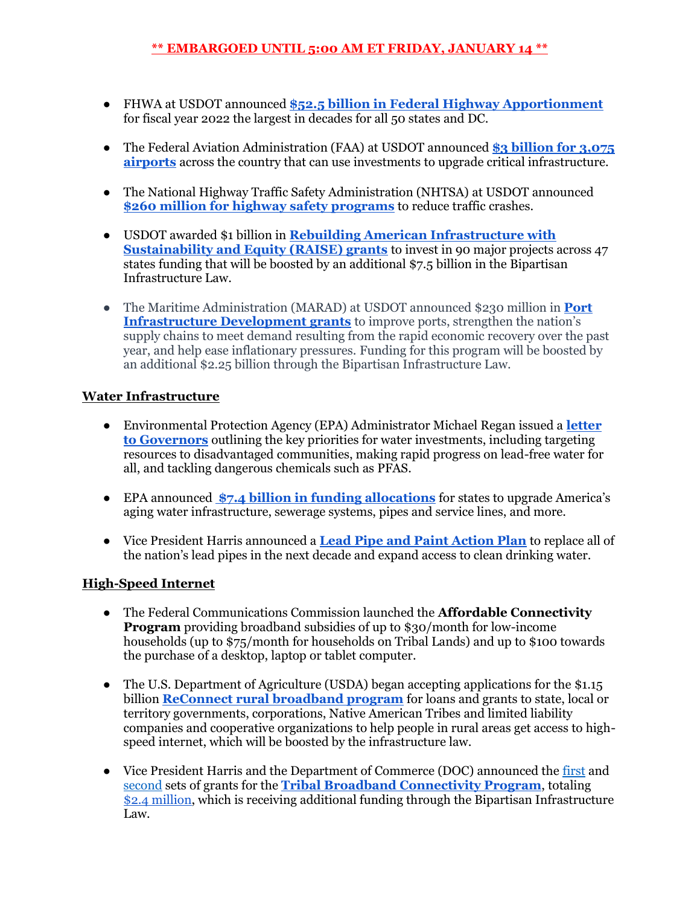**\*\* EMBARGOED UNTIL 5:00 AM ET FRIDAY, JANUARY 14 \*\***

- FHWA at USDOT announced **$52.5 billion in Federal Highway Apportionment** for fiscal year 2022 the largest in decades for all 50 states and DC.

- The Federal Aviation Administration (FAA) at USDOT announced **$3 billion for 3,075 airports** across the country that can use investments to upgrade critical infrastructure.

- The National Highway Traffic Safety Administration (NHTSA) at USDOT announced **$260 million for highway safety programs** to reduce traffic crashes.

- USDOT awarded $1 billion in **Rebuilding American Infrastructure with Sustainability and Equity (RAISE) grants** to invest in 90 major projects across 47 states funding that will be boosted by an additional $7.5 billion in the Bipartisan Infrastructure Law.

- The Maritime Administration (MARAD) at USDOT announced $230 million in **Port Infrastructure Development grants** to improve ports, strengthen the nation's supply chains to meet demand resulting from the rapid economic recovery over the past year, and help ease inflationary pressures. Funding for this program will be boosted by an additional $2.25 billion through the Bipartisan Infrastructure Law.

## Water Infrastructure

- Environmental Protection Agency (EPA) Administrator Michael Regan issued a **letter to Governors** outlining the key priorities for water investments, including targeting resources to disadvantaged communities, making rapid progress on lead-free water for all, and tackling dangerous chemicals such as PFAS.

- EPA announced **$7.4 billion in funding allocations** for states to upgrade America's aging water infrastructure, sewerage systems, pipes and service lines, and more.

- Vice President Harris announced a **Lead Pipe and Paint Action Plan** to replace all of the nation's lead pipes in the next decade and expand access to clean drinking water.

## High-Speed Internet

- The Federal Communications Commission launched the **Affordable Connectivity Program** providing broadband subsidies of up to $30/month for low-income households (up to $75/month for households on Tribal Lands) and up to $100 towards the purchase of a desktop, laptop or tablet computer.

- The U.S. Department of Agriculture (USDA) began accepting applications for the $1.15 billion **ReConnect rural broadband program** for loans and grants to state, local or territory governments, corporations, Native American Tribes and limited liability companies and cooperative organizations to help people in rural areas get access to high-speed internet, which will be boosted by the infrastructure law.

- Vice President Harris and the Department of Commerce (DOC) announced the first and second sets of grants for the **Tribal Broadband Connectivity Program**, totaling $2.4 million, which is receiving additional funding through the Bipartisan Infrastructure Law.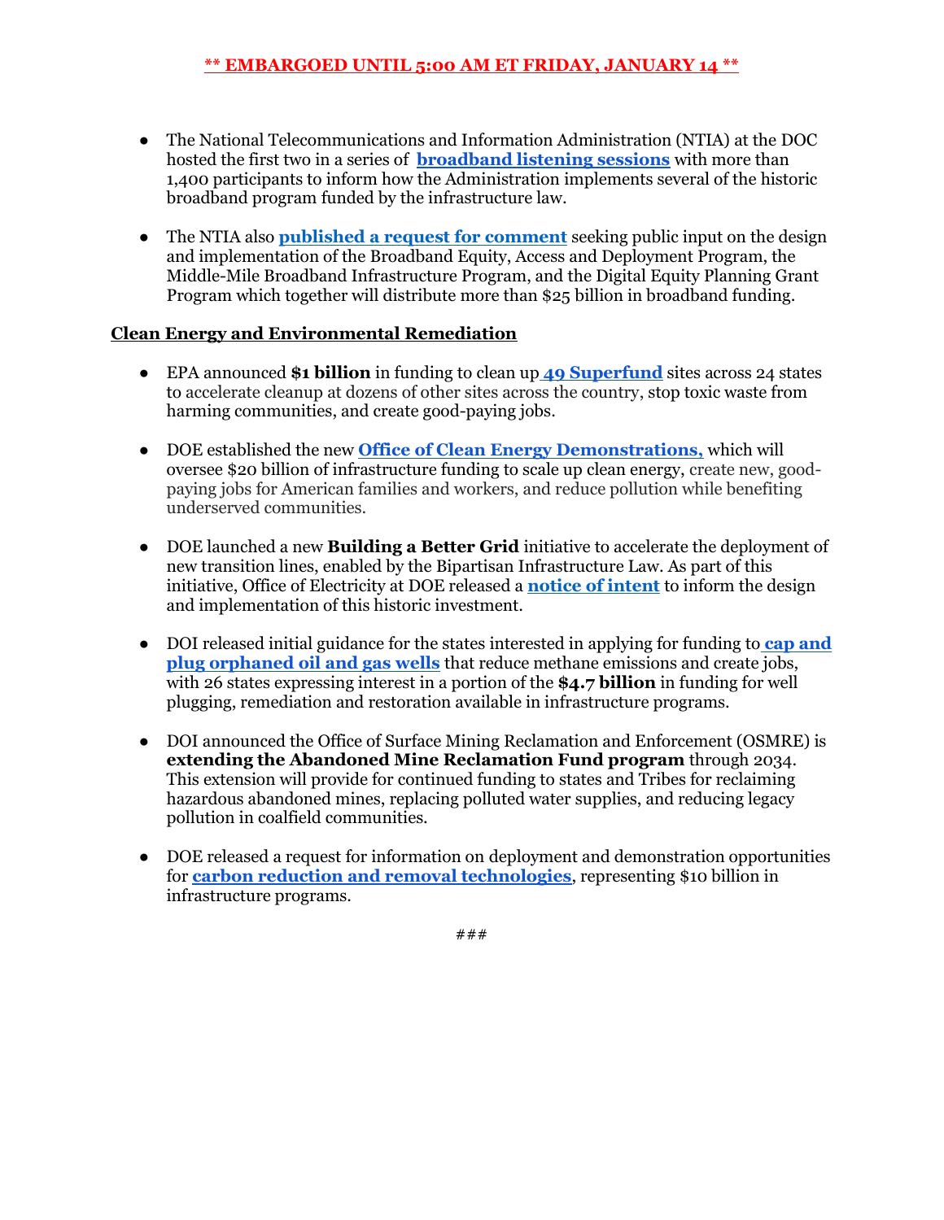**\*\* EMBARGOED UNTIL 5:00 AM ET FRIDAY, JANUARY 14 \*\***

- The National Telecommunications and Information Administration (NTIA) at the DOC hosted the first two in a series of **broadband listening sessions** with more than 1,400 participants to inform how the Administration implements several of the historic broadband program funded by the infrastructure law.

- The NTIA also **published a request for comment** seeking public input on the design and implementation of the Broadband Equity, Access and Deployment Program, the Middle-Mile Broadband Infrastructure Program, and the Digital Equity Planning Grant Program which together will distribute more than $25 billion in broadband funding.

**Clean Energy and Environmental Remediation**

- EPA announced **$1 billion** in funding to clean up **49 Superfund** sites across 24 states to accelerate cleanup at dozens of other sites across the country, stop toxic waste from harming communities, and create good-paying jobs.

- DOE established the new **Office of Clean Energy Demonstrations,** which will oversee $20 billion of infrastructure funding to scale up clean energy, create new, good-paying jobs for American families and workers, and reduce pollution while benefiting underserved communities.

- DOE launched a new **Building a Better Grid** initiative to accelerate the deployment of new transition lines, enabled by the Bipartisan Infrastructure Law. As part of this initiative, Office of Electricity at DOE released a **notice of intent** to inform the design and implementation of this historic investment.

- DOI released initial guidance for the states interested in applying for funding to **cap and plug orphaned oil and gas wells** that reduce methane emissions and create jobs, with 26 states expressing interest in a portion of the **$4.7 billion** in funding for well plugging, remediation and restoration available in infrastructure programs.

- DOI announced the Office of Surface Mining Reclamation and Enforcement (OSMRE) is **extending the Abandoned Mine Reclamation Fund program** through 2034. This extension will provide for continued funding to states and Tribes for reclaiming hazardous abandoned mines, replacing polluted water supplies, and reducing legacy pollution in coalfield communities.

- DOE released a request for information on deployment and demonstration opportunities for **carbon reduction and removal technologies**, representing $10 billion in infrastructure programs.

###